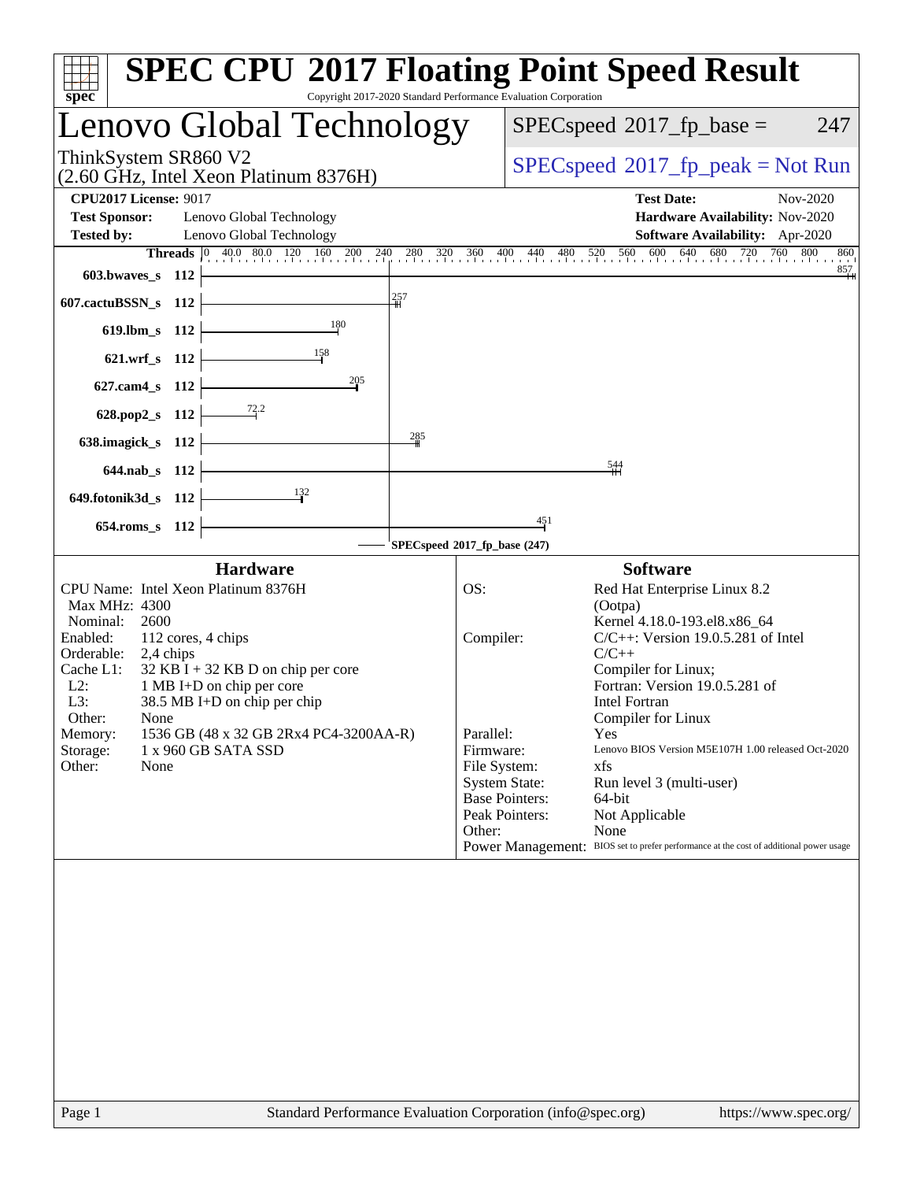# SPEC CPU 2017 Floating Point Speed Result

Copyright 2017-2020 Standard Performance Evaluation Corporation

## Lenovo Global Technology

ThinkSystem SR860 V2
(2.60 GHz, Intel Xeon Platinum 8376H)

SPECspeed 2017_fp_base = 247

SPECspeed 2017_fp_peak = Not Run

**CPU2017 License:** 9017
**Test Sponsor:** Lenovo Global Technology
**Tested by:** Lenovo Global Technology

**Test Date:** Nov-2020
**Hardware Availability:** Nov-2020
**Software Availability:** Apr-2020

| Benchmark | Threads | SPECspeed 2017_fp_base |
|---|---|---|
| 603.bwaves_s | 112 | 857 |
| 607.cactuBSSN_s | 112 | 257 |
| 619.lbm_s | 112 | 180 |
| 621.wrf_s | 112 | 158 |
| 627.cam4_s | 112 | 205 |
| 628.pop2_s | 112 | 72.2 |
| 638.imagick_s | 112 | 285 |
| 644.nab_s | 112 | 544 |
| 649.fotonik3d_s | 112 | 132 |
| 654.roms_s | 112 | 451 |

SPECspeed 2017_fp_base (247)

### Hardware

CPU Name: Intel Xeon Platinum 8376H
Max MHz: 4300
Nominal: 2600
Enabled: 112 cores, 4 chips
Orderable: 2,4 chips
Cache L1: 32 KB I + 32 KB D on chip per core
L2: 1 MB I+D on chip per core
L3: 38.5 MB I+D on chip per chip
Other: None
Memory: 1536 GB (48 x 32 GB 2Rx4 PC4-3200AA-R)
Storage: 1 x 960 GB SATA SSD
Other: None

### Software

OS: Red Hat Enterprise Linux 8.2 (Ootpa)
Kernel 4.18.0-193.el8.x86_64
Compiler: C/C++: Version 19.0.5.281 of Intel C/C++ Compiler for Linux;
Fortran: Version 19.0.5.281 of Intel Fortran Compiler for Linux
Parallel: Yes
Firmware: Lenovo BIOS Version M5E107H 1.00 released Oct-2020
File System: xfs
System State: Run level 3 (multi-user)
Base Pointers: 64-bit
Peak Pointers: Not Applicable
Other: None
Power Management: BIOS set to prefer performance at the cost of additional power usage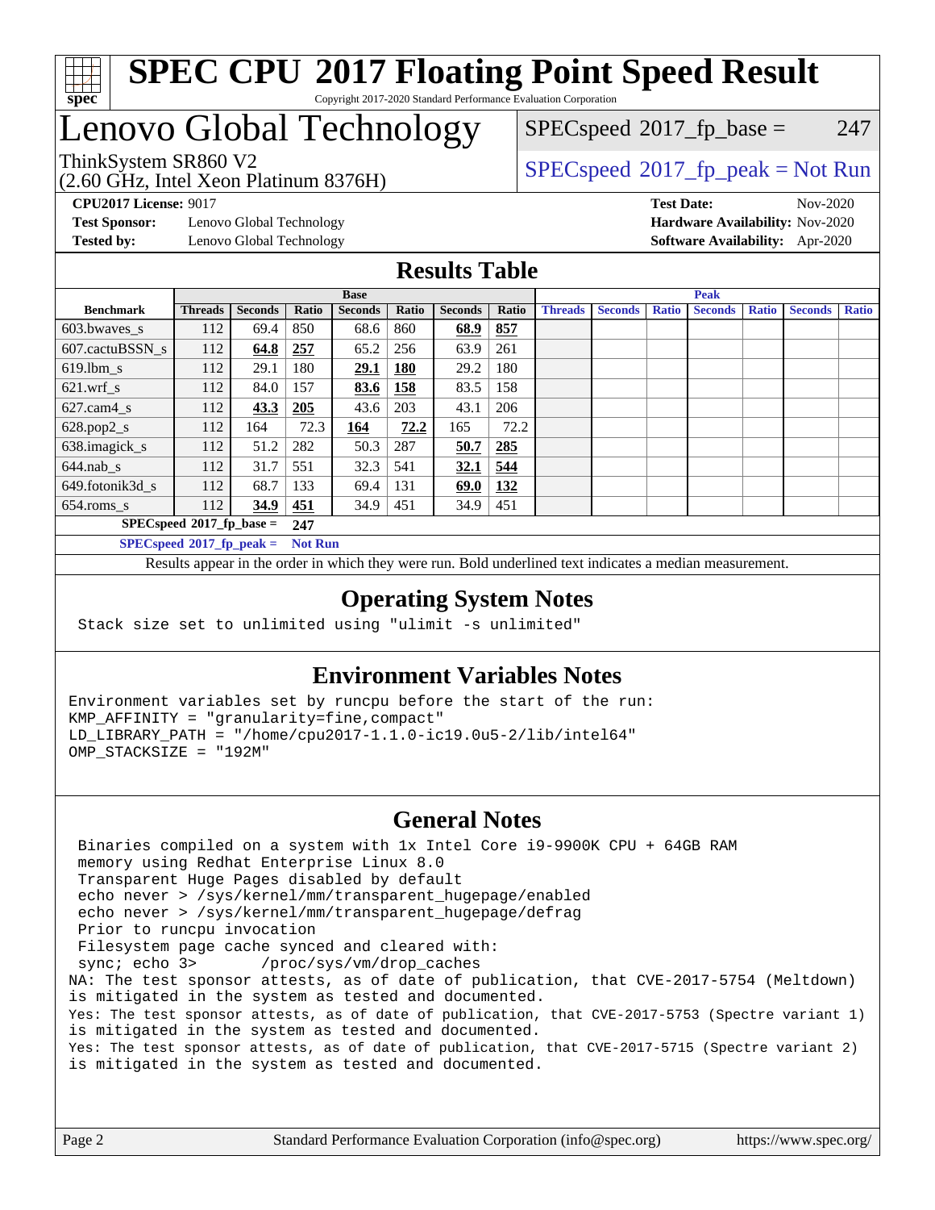# SPEC CPU 2017 Floating Point Speed Result

Copyright 2017-2020 Standard Performance Evaluation Corporation

# Lenovo Global Technology

ThinkSystem SR860 V2
(2.60 GHz, Intel Xeon Platinum 8376H)

SPECspeed 2017_fp_base = 247

SPECspeed 2017_fp_peak = Not Run

**CPU2017 License:** 9017
**Test Sponsor:** Lenovo Global Technology
**Tested by:** Lenovo Global Technology

**Test Date:** Nov-2020
**Hardware Availability:** Nov-2020
**Software Availability:** Apr-2020

## Results Table

| | Base | | | | | | | Peak | | | | | | |
|---|---|---|---|---|---|---|---|---|---|---|---|---|---|---|
| **Benchmark** | **Threads** | **Seconds** | **Ratio** | **Seconds** | **Ratio** | **Seconds** | **Ratio** | **Threads** | **Seconds** | **Ratio** | **Seconds** | **Ratio** | **Seconds** | **Ratio** |
| 603.bwaves_s | 112 | 69.4 | 850 | 68.6 | 860 | **68.9** | **857** | | | | | | | |
| 607.cactuBSSN_s | 112 | **64.8** | **257** | 65.2 | 256 | 63.9 | 261 | | | | | | | |
| 619.lbm_s | 112 | 29.1 | 180 | **29.1** | **180** | 29.2 | 180 | | | | | | | |
| 621.wrf_s | 112 | 84.0 | 157 | **83.6** | **158** | 83.5 | 158 | | | | | | | |
| 627.cam4_s | 112 | **43.3** | **205** | 43.6 | 203 | 43.1 | 206 | | | | | | | |
| 628.pop2_s | 112 | 164 | 72.3 | **164** | **72.2** | 165 | 72.2 | | | | | | | |
| 638.imagick_s | 112 | 51.2 | 282 | 50.3 | 287 | **50.7** | **285** | | | | | | | |
| 644.nab_s | 112 | 31.7 | 551 | 32.3 | 541 | **32.1** | **544** | | | | | | | |
| 649.fotonik3d_s | 112 | 68.7 | 133 | 69.4 | 131 | **69.0** | **132** | | | | | | | |
| 654.roms_s | 112 | **34.9** | **451** | 34.9 | 451 | 34.9 | 451 | | | | | | | |

**SPECspeed 2017_fp_base = 247**

**SPECspeed 2017_fp_peak = Not Run**

Results appear in the order in which they were run. Bold underlined text indicates a median measurement.

## Operating System Notes

```
Stack size set to unlimited using "ulimit -s unlimited"
```

## Environment Variables Notes

```
Environment variables set by runcpu before the start of the run:
KMP_AFFINITY = "granularity=fine,compact"
LD_LIBRARY_PATH = "/home/cpu2017-1.1.0-ic19.0u5-2/lib/intel64"
OMP_STACKSIZE = "192M"
```

## General Notes

```
 Binaries compiled on a system with 1x Intel Core i9-9900K CPU + 64GB RAM
 memory using Redhat Enterprise Linux 8.0
 Transparent Huge Pages disabled by default
 echo never > /sys/kernel/mm/transparent_hugepage/enabled
 echo never > /sys/kernel/mm/transparent_hugepage/defrag
 Prior to runcpu invocation
 Filesystem page cache synced and cleared with:
 sync; echo 3>       /proc/sys/vm/drop_caches
NA: The test sponsor attests, as of date of publication, that CVE-2017-5754 (Meltdown)
is mitigated in the system as tested and documented.
Yes: The test sponsor attests, as of date of publication, that CVE-2017-5753 (Spectre variant 1)
is mitigated in the system as tested and documented.
Yes: The test sponsor attests, as of date of publication, that CVE-2017-5715 (Spectre variant 2)
is mitigated in the system as tested and documented.
```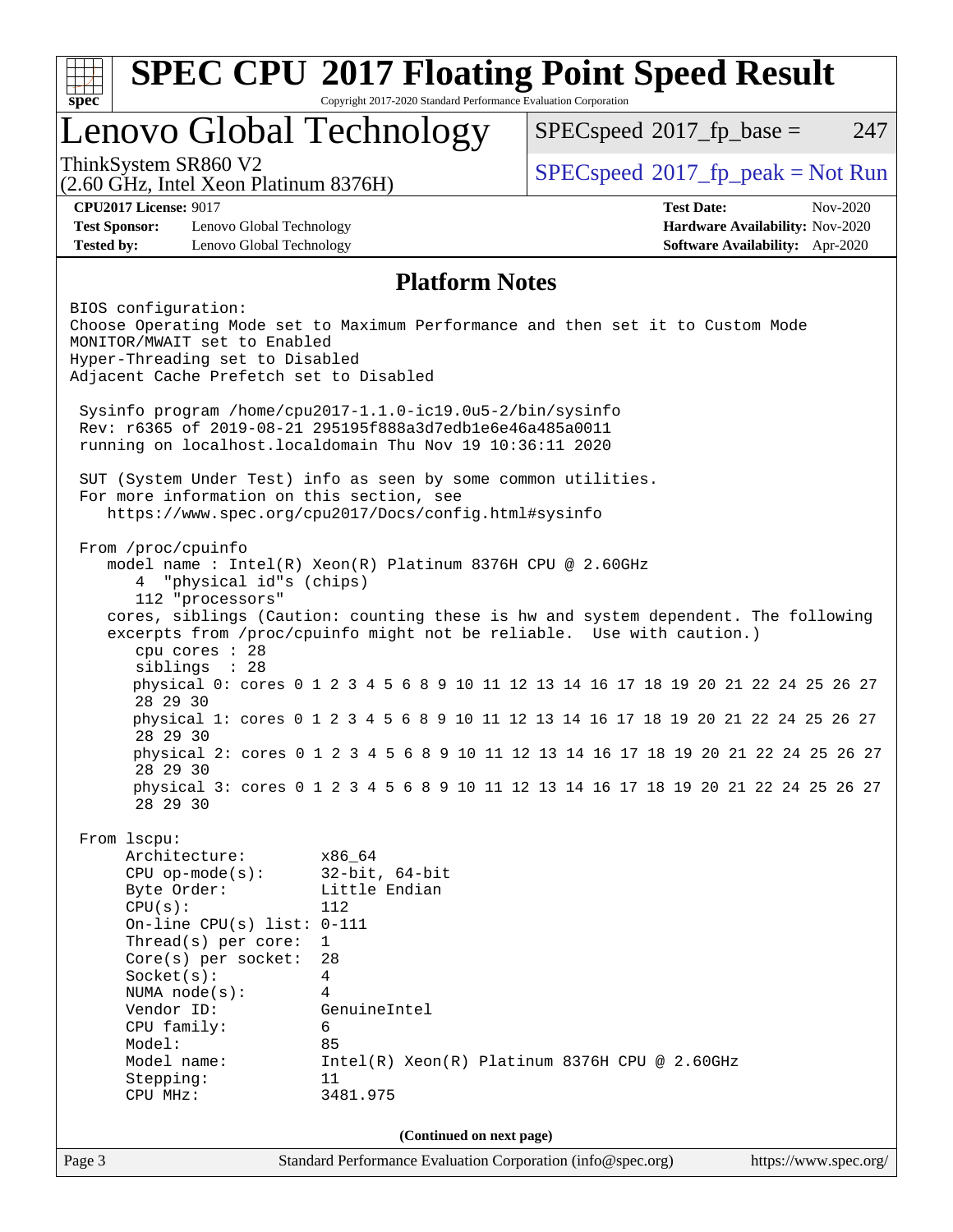# SPEC CPU 2017 Floating Point Speed Result

Copyright 2017-2020 Standard Performance Evaluation Corporation

## Lenovo Global Technology

ThinkSystem SR860 V2
(2.60 GHz, Intel Xeon Platinum 8376H)

SPECspeed 2017_fp_base = 247

SPECspeed 2017_fp_peak = Not Run

**CPU2017 License:** 9017
**Test Sponsor:** Lenovo Global Technology
**Tested by:** Lenovo Global Technology

**Test Date:** Nov-2020
**Hardware Availability:** Nov-2020
**Software Availability:** Apr-2020

## Platform Notes

```
BIOS configuration:
Choose Operating Mode set to Maximum Performance and then set it to Custom Mode
MONITOR/MWAIT set to Enabled
Hyper-Threading set to Disabled
Adjacent Cache Prefetch set to Disabled

 Sysinfo program /home/cpu2017-1.1.0-ic19.0u5-2/bin/sysinfo
 Rev: r6365 of 2019-08-21 295195f888a3d7edb1e6e46a485a0011
 running on localhost.localdomain Thu Nov 19 10:36:11 2020

 SUT (System Under Test) info as seen by some common utilities.
 For more information on this section, see
    https://www.spec.org/cpu2017/Docs/config.html#sysinfo

 From /proc/cpuinfo
    model name : Intel(R) Xeon(R) Platinum 8376H CPU @ 2.60GHz
       4  "physical id"s (chips)
       112 "processors"
    cores, siblings (Caution: counting these is hw and system dependent. The following
    excerpts from /proc/cpuinfo might not be reliable.  Use with caution.)
       cpu cores : 28
       siblings  : 28
       physical 0: cores 0 1 2 3 4 5 6 8 9 10 11 12 13 14 16 17 18 19 20 21 22 24 25 26 27
       28 29 30
       physical 1: cores 0 1 2 3 4 5 6 8 9 10 11 12 13 14 16 17 18 19 20 21 22 24 25 26 27
       28 29 30
       physical 2: cores 0 1 2 3 4 5 6 8 9 10 11 12 13 14 16 17 18 19 20 21 22 24 25 26 27
       28 29 30
       physical 3: cores 0 1 2 3 4 5 6 8 9 10 11 12 13 14 16 17 18 19 20 21 22 24 25 26 27
       28 29 30

 From lscpu:
      Architecture:        x86_64
      CPU op-mode(s):      32-bit, 64-bit
      Byte Order:          Little Endian
      CPU(s):              112
      On-line CPU(s) list: 0-111
      Thread(s) per core:  1
      Core(s) per socket:  28
      Socket(s):           4
      NUMA node(s):        4
      Vendor ID:           GenuineIntel
      CPU family:          6
      Model:               85
      Model name:          Intel(R) Xeon(R) Platinum 8376H CPU @ 2.60GHz
      Stepping:            11
      CPU MHz:             3481.975
```

**(Continued on next page)**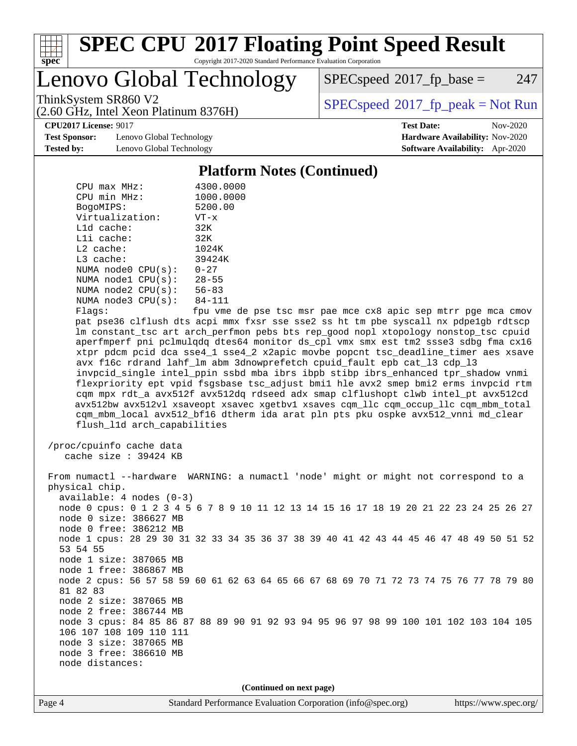## Platform Notes (Continued)

```
     CPU max MHz:         4300.0000
     CPU min MHz:         1000.0000
     BogoMIPS:            5200.00
     Virtualization:      VT-x
     L1d cache:           32K
     L1i cache:           32K
     L2 cache:            1024K
     L3 cache:            39424K
     NUMA node0 CPU(s):   0-27
     NUMA node1 CPU(s):   28-55
     NUMA node2 CPU(s):   56-83
     NUMA node3 CPU(s):   84-111
     Flags:               fpu vme de pse tsc msr pae mce cx8 apic sep mtrr pge mca cmov
     pat pse36 clflush dts acpi mmx fxsr sse sse2 ss ht tm pbe syscall nx pdpe1gb rdtscp
     lm constant_tsc art arch_perfmon pebs bts rep_good nopl xtopology nonstop_tsc cpuid
     aperfmperf pni pclmulqdq dtes64 monitor ds_cpl vmx smx est tm2 ssse3 sdbg fma cx16
     xtpr pdcm pcid dca sse4_1 sse4_2 x2apic movbe popcnt tsc_deadline_timer aes xsave
     avx f16c rdrand lahf_lm abm 3dnowprefetch cpuid_fault epb cat_l3 cdp_l3
     invpcid_single intel_ppin ssbd mba ibrs ibpb stibp ibrs_enhanced tpr_shadow vnmi
     flexpriority ept vpid fsgsbase tsc_adjust bmi1 hle avx2 smep bmi2 erms invpcid rtm
     cqm mpx rdt_a avx512f avx512dq rdseed adx smap clflushopt clwb intel_pt avx512cd
     avx512bw avx512vl xsaveopt xsavec xgetbv1 xsaves cqm_llc cqm_occup_llc cqm_mbm_total
     cqm_mbm_local avx512_bf16 dtherm ida arat pln pts pku ospke avx512_vnni md_clear
     flush_l1d arch_capabilities

 /proc/cpuinfo cache data
    cache size : 39424 KB

 From numactl --hardware  WARNING: a numactl 'node' might or might not correspond to a
 physical chip.
   available: 4 nodes (0-3)
   node 0 cpus: 0 1 2 3 4 5 6 7 8 9 10 11 12 13 14 15 16 17 18 19 20 21 22 23 24 25 26 27
   node 0 size: 386627 MB
   node 0 free: 386212 MB
   node 1 cpus: 28 29 30 31 32 33 34 35 36 37 38 39 40 41 42 43 44 45 46 47 48 49 50 51 52
   53 54 55
   node 1 size: 387065 MB
   node 1 free: 386867 MB
   node 2 cpus: 56 57 58 59 60 61 62 63 64 65 66 67 68 69 70 71 72 73 74 75 76 77 78 79 80
   81 82 83
   node 2 size: 387065 MB
   node 2 free: 386744 MB
   node 3 cpus: 84 85 86 87 88 89 90 91 92 93 94 95 96 97 98 99 100 101 102 103 104 105
   106 107 108 109 110 111
   node 3 size: 387065 MB
   node 3 free: 386610 MB
   node distances:
```

(Continued on next page)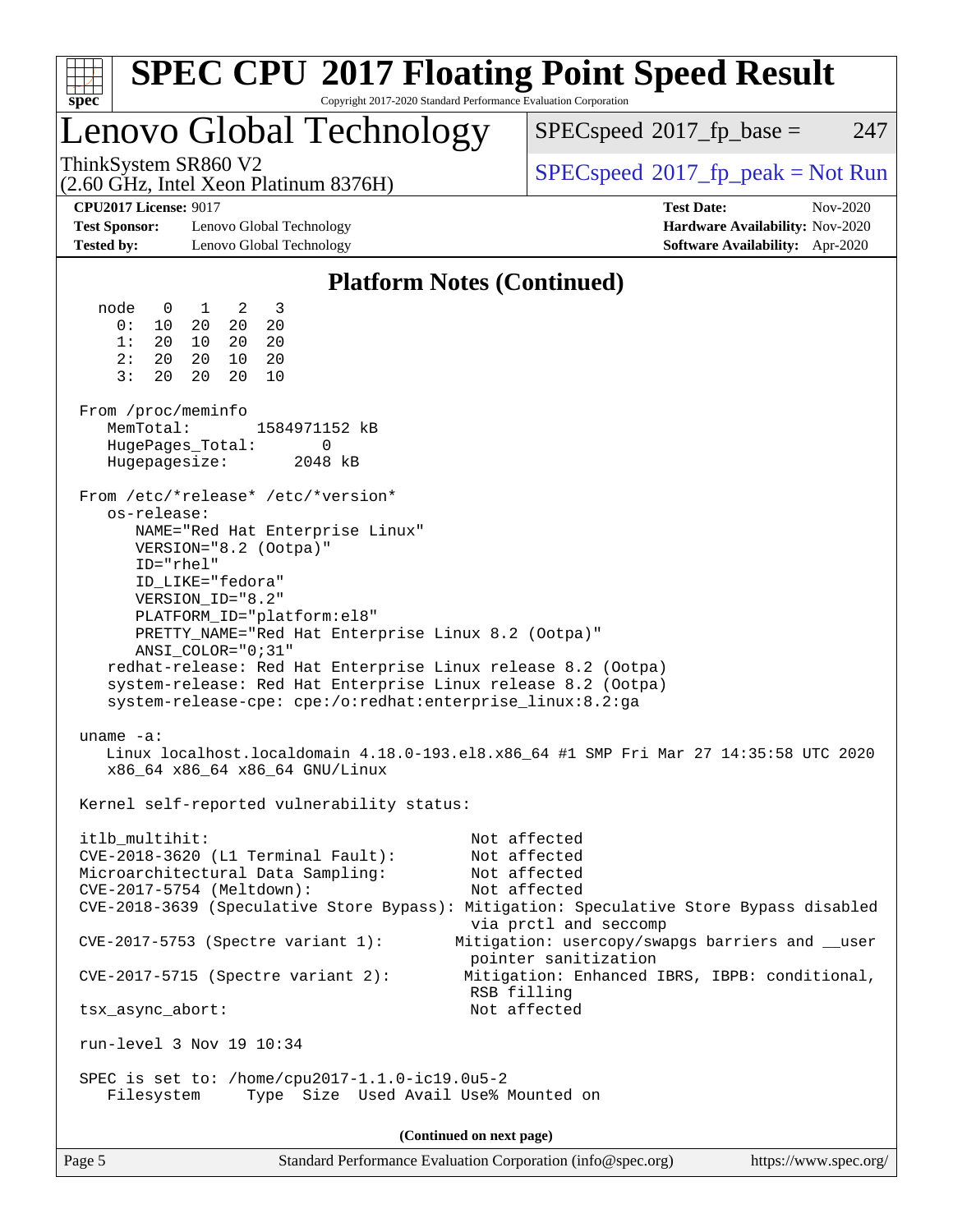## Platform Notes (Continued)

```
  node   0   1   2   3
    0:  10  20  20  20
    1:  20  10  20  20
    2:  20  20  10  20
    3:  20  20  20  10

 From /proc/meminfo
    MemTotal:       1584971152 kB
    HugePages_Total:       0
    Hugepagesize:       2048 kB

 From /etc/*release* /etc/*version*
    os-release:
       NAME="Red Hat Enterprise Linux"
       VERSION="8.2 (Ootpa)"
       ID="rhel"
       ID_LIKE="fedora"
       VERSION_ID="8.2"
       PLATFORM_ID="platform:el8"
       PRETTY_NAME="Red Hat Enterprise Linux 8.2 (Ootpa)"
       ANSI_COLOR="0;31"
    redhat-release: Red Hat Enterprise Linux release 8.2 (Ootpa)
    system-release: Red Hat Enterprise Linux release 8.2 (Ootpa)
    system-release-cpe: cpe:/o:redhat:enterprise_linux:8.2:ga

 uname -a:
    Linux localhost.localdomain 4.18.0-193.el8.x86_64 #1 SMP Fri Mar 27 14:35:58 UTC 2020
    x86_64 x86_64 x86_64 GNU/Linux

 Kernel self-reported vulnerability status:

 itlb_multihit:                                         Not affected
 CVE-2018-3620 (L1 Terminal Fault):                     Not affected
 Microarchitectural Data Sampling:                      Not affected
 CVE-2017-5754 (Meltdown):                              Not affected
 CVE-2018-3639 (Speculative Store Bypass): Mitigation: Speculative Store Bypass disabled
                                                        via prctl and seccomp
 CVE-2017-5753 (Spectre variant 1):                   Mitigation: usercopy/swapgs barriers and __user
                                                        pointer sanitization
 CVE-2017-5715 (Spectre variant 2):                    Mitigation: Enhanced IBRS, IBPB: conditional,
                                                        RSB filling
 tsx_async_abort:                                       Not affected

 run-level 3 Nov 19 10:34

 SPEC is set to: /home/cpu2017-1.1.0-ic19.0u5-2
    Filesystem     Type  Size  Used Avail Use% Mounted on
```

(Continued on next page)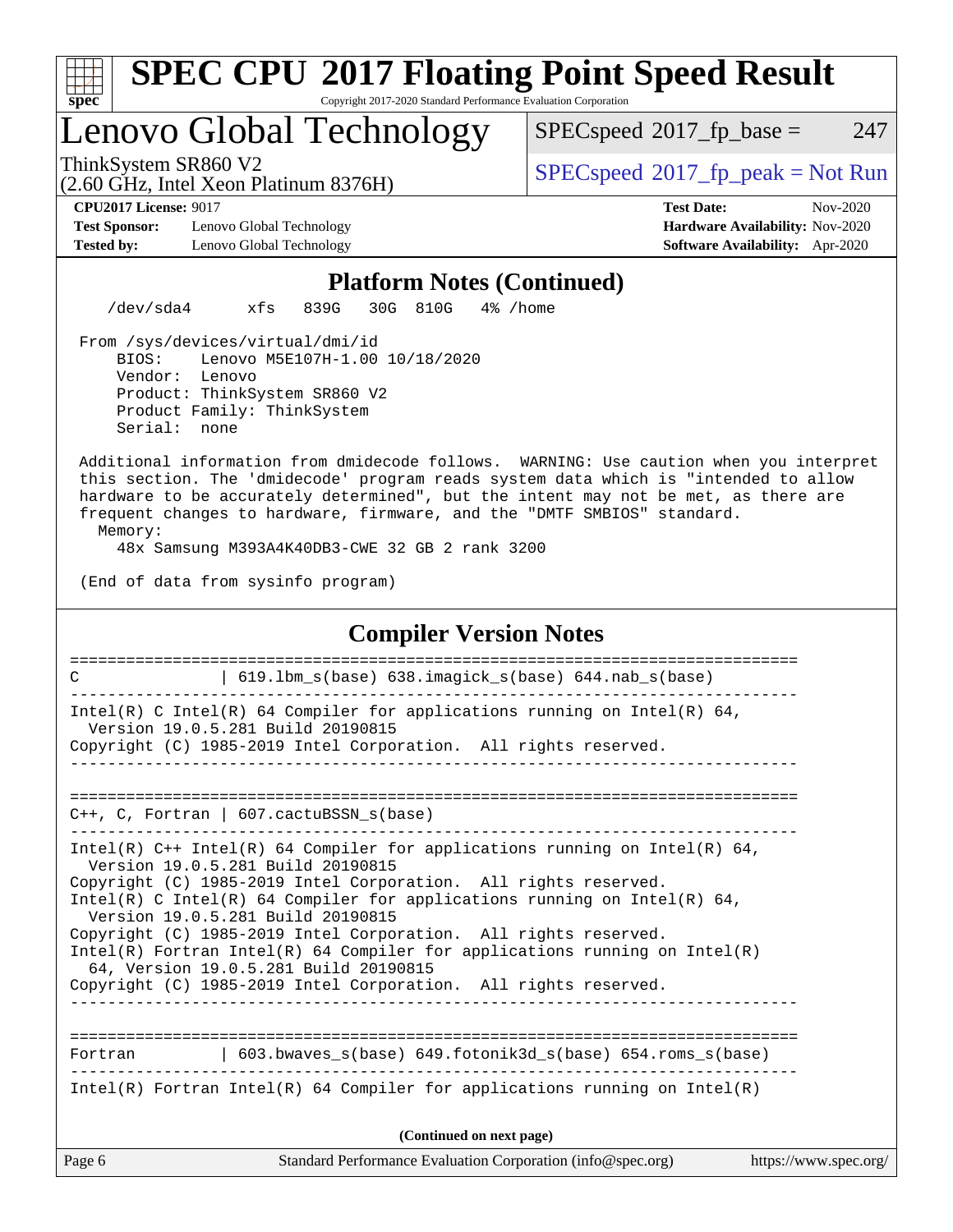## Platform Notes (Continued)

```
    /dev/sda4      xfs   839G   30G  810G   4% /home

 From /sys/devices/virtual/dmi/id
     BIOS:    Lenovo M5E107H-1.00 10/18/2020
     Vendor:  Lenovo
     Product: ThinkSystem SR860 V2
     Product Family: ThinkSystem
     Serial:  none

 Additional information from dmidecode follows.  WARNING: Use caution when you interpret
 this section. The 'dmidecode' program reads system data which is "intended to allow
 hardware to be accurately determined", but the intent may not be met, as there are
 frequent changes to hardware, firmware, and the "DMTF SMBIOS" standard.
   Memory:
     48x Samsung M393A4K40DB3-CWE 32 GB 2 rank 3200

 (End of data from sysinfo program)
```

## Compiler Version Notes

```
==============================================================================
C               | 619.lbm_s(base) 638.imagick_s(base) 644.nab_s(base)
------------------------------------------------------------------------------
Intel(R) C Intel(R) 64 Compiler for applications running on Intel(R) 64,
  Version 19.0.5.281 Build 20190815
Copyright (C) 1985-2019 Intel Corporation.  All rights reserved.
------------------------------------------------------------------------------

==============================================================================
C++, C, Fortran | 607.cactuBSSN_s(base)
------------------------------------------------------------------------------
Intel(R) C++ Intel(R) 64 Compiler for applications running on Intel(R) 64,
  Version 19.0.5.281 Build 20190815
Copyright (C) 1985-2019 Intel Corporation.  All rights reserved.
Intel(R) C Intel(R) 64 Compiler for applications running on Intel(R) 64,
  Version 19.0.5.281 Build 20190815
Copyright (C) 1985-2019 Intel Corporation.  All rights reserved.
Intel(R) Fortran Intel(R) 64 Compiler for applications running on Intel(R)
  64, Version 19.0.5.281 Build 20190815
Copyright (C) 1985-2019 Intel Corporation.  All rights reserved.
------------------------------------------------------------------------------

==============================================================================
Fortran         | 603.bwaves_s(base) 649.fotonik3d_s(base) 654.roms_s(base)
------------------------------------------------------------------------------
Intel(R) Fortran Intel(R) 64 Compiler for applications running on Intel(R)
```

(Continued on next page)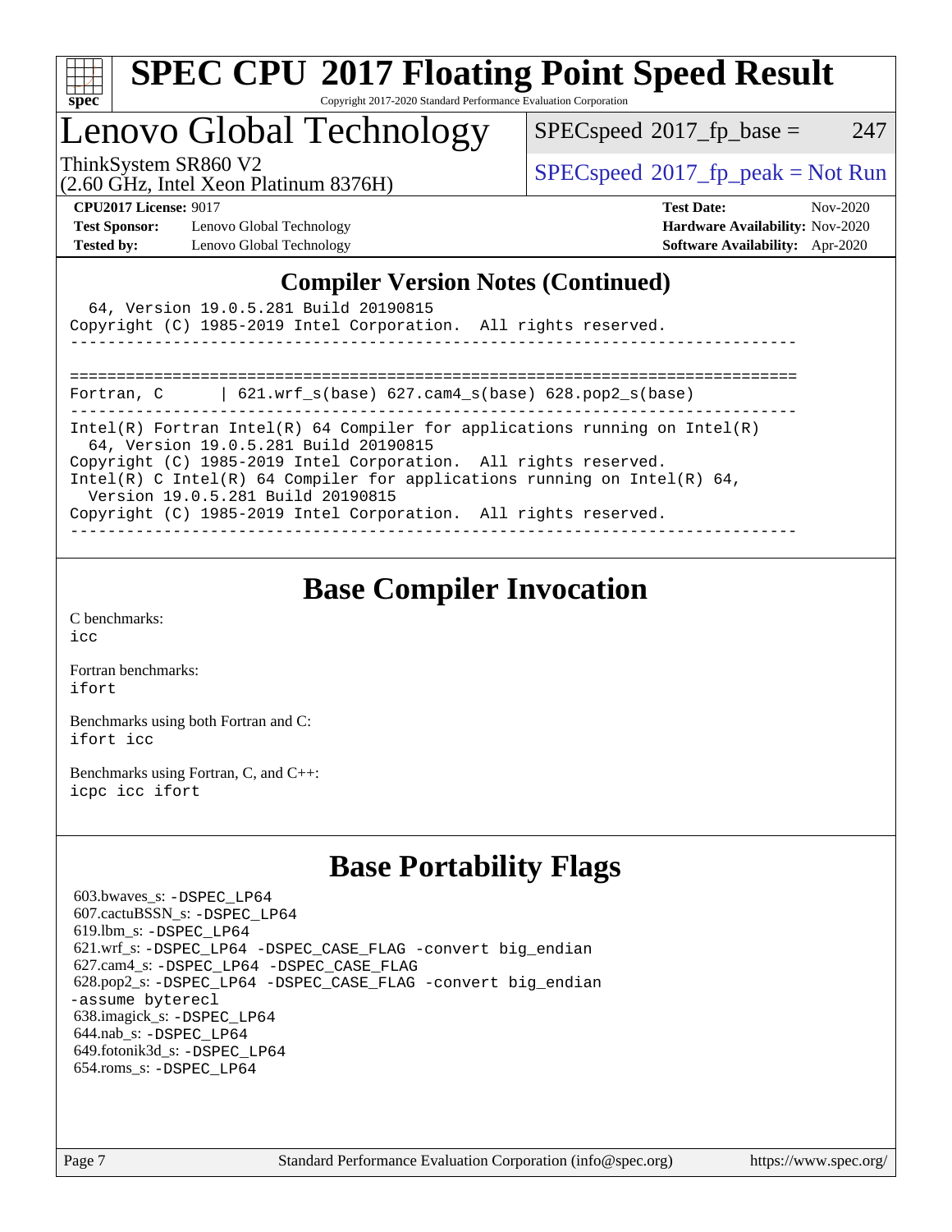# SPEC CPU 2017 Floating Point Speed Result

Copyright 2017-2020 Standard Performance Evaluation Corporation

## Lenovo Global Technology

ThinkSystem SR860 V2
(2.60 GHz, Intel Xeon Platinum 8376H)

SPECspeed 2017_fp_base = 247

SPECspeed 2017_fp_peak = Not Run

**CPU2017 License:** 9017
**Test Sponsor:** Lenovo Global Technology
**Tested by:** Lenovo Global Technology

**Test Date:** Nov-2020
**Hardware Availability:** Nov-2020
**Software Availability:** Apr-2020

## Compiler Version Notes (Continued)

```
  64, Version 19.0.5.281 Build 20190815
Copyright (C) 1985-2019 Intel Corporation.  All rights reserved.
------------------------------------------------------------------------------

==============================================================================
Fortran, C      | 621.wrf_s(base) 627.cam4_s(base) 628.pop2_s(base)
------------------------------------------------------------------------------
Intel(R) Fortran Intel(R) 64 Compiler for applications running on Intel(R)
  64, Version 19.0.5.281 Build 20190815
Copyright (C) 1985-2019 Intel Corporation.  All rights reserved.
Intel(R) C Intel(R) 64 Compiler for applications running on Intel(R) 64,
  Version 19.0.5.281 Build 20190815
Copyright (C) 1985-2019 Intel Corporation.  All rights reserved.
------------------------------------------------------------------------------
```

## Base Compiler Invocation

C benchmarks:
icc

Fortran benchmarks:
ifort

Benchmarks using both Fortran and C:
ifort icc

Benchmarks using Fortran, C, and C++:
icpc icc ifort

## Base Portability Flags

603.bwaves_s: -DSPEC_LP64
607.cactuBSSN_s: -DSPEC_LP64
619.lbm_s: -DSPEC_LP64
621.wrf_s: -DSPEC_LP64 -DSPEC_CASE_FLAG -convert big_endian
627.cam4_s: -DSPEC_LP64 -DSPEC_CASE_FLAG
628.pop2_s: -DSPEC_LP64 -DSPEC_CASE_FLAG -convert big_endian -assume byterecl
638.imagick_s: -DSPEC_LP64
644.nab_s: -DSPEC_LP64
649.fotonik3d_s: -DSPEC_LP64
654.roms_s: -DSPEC_LP64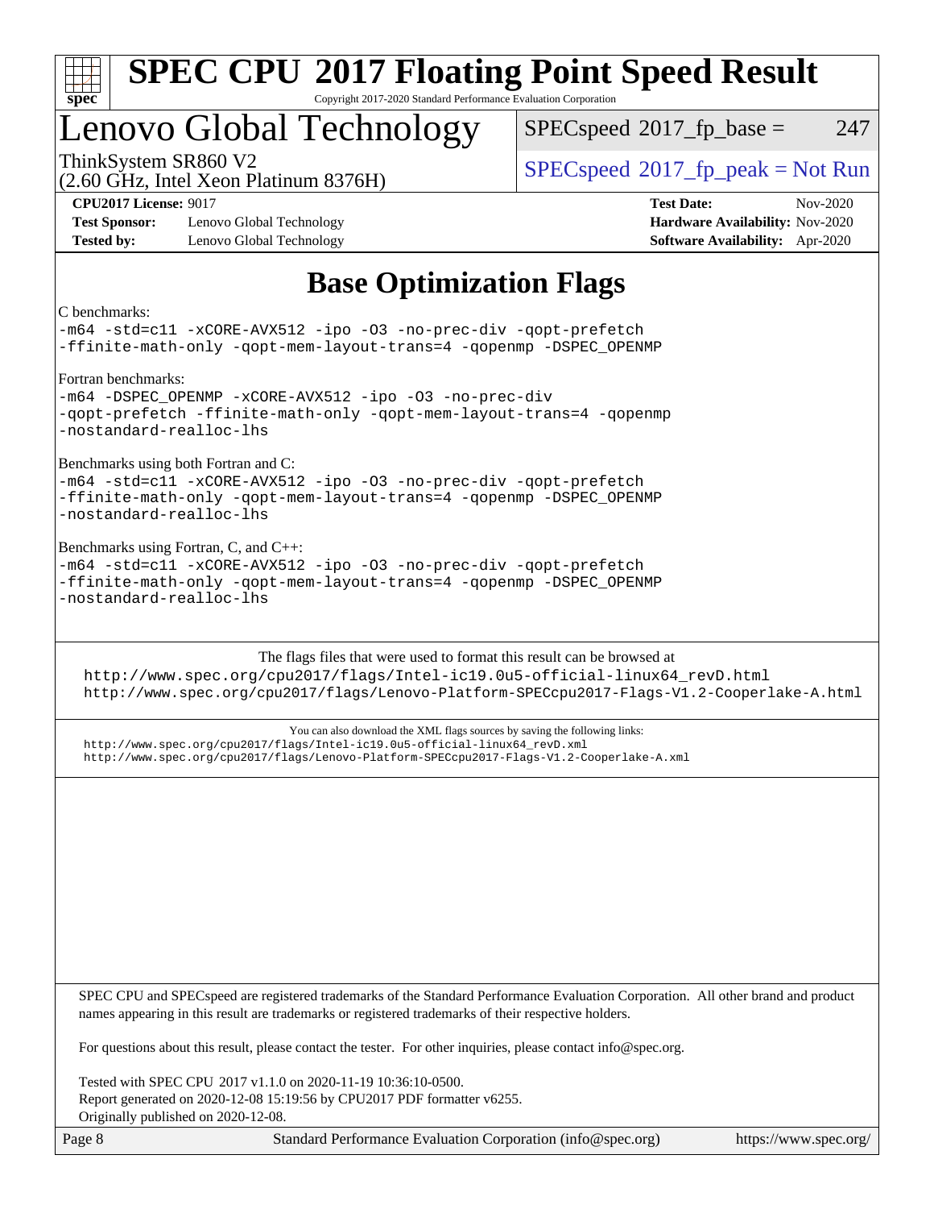# SPEC CPU 2017 Floating Point Speed Result

Copyright 2017-2020 Standard Performance Evaluation Corporation

## Lenovo Global Technology

ThinkSystem SR860 V2
(2.60 GHz, Intel Xeon Platinum 8376H)

SPECspeed 2017_fp_base = 247

SPECspeed 2017_fp_peak = Not Run

**CPU2017 License:** 9017
**Test Sponsor:** Lenovo Global Technology
**Tested by:** Lenovo Global Technology

**Test Date:** Nov-2020
**Hardware Availability:** Nov-2020
**Software Availability:** Apr-2020

## Base Optimization Flags

C benchmarks:

```
-m64 -std=c11 -xCORE-AVX512 -ipo -O3 -no-prec-div -qopt-prefetch
-ffinite-math-only -qopt-mem-layout-trans=4 -qopenmp -DSPEC_OPENMP
```

Fortran benchmarks:

```
-m64 -DSPEC_OPENMP -xCORE-AVX512 -ipo -O3 -no-prec-div
-qopt-prefetch -ffinite-math-only -qopt-mem-layout-trans=4 -qopenmp
-nostandard-realloc-lhs
```

Benchmarks using both Fortran and C:

```
-m64 -std=c11 -xCORE-AVX512 -ipo -O3 -no-prec-div -qopt-prefetch
-ffinite-math-only -qopt-mem-layout-trans=4 -qopenmp -DSPEC_OPENMP
-nostandard-realloc-lhs
```

Benchmarks using Fortran, C, and C++:

```
-m64 -std=c11 -xCORE-AVX512 -ipo -O3 -no-prec-div -qopt-prefetch
-ffinite-math-only -qopt-mem-layout-trans=4 -qopenmp -DSPEC_OPENMP
-nostandard-realloc-lhs
```

The flags files that were used to format this result can be browsed at
http://www.spec.org/cpu2017/flags/Intel-ic19.0u5-official-linux64_revD.html
http://www.spec.org/cpu2017/flags/Lenovo-Platform-SPECcpu2017-Flags-V1.2-Cooperlake-A.html

You can also download the XML flags sources by saving the following links:
http://www.spec.org/cpu2017/flags/Intel-ic19.0u5-official-linux64_revD.xml
http://www.spec.org/cpu2017/flags/Lenovo-Platform-SPECcpu2017-Flags-V1.2-Cooperlake-A.xml

SPEC CPU and SPECspeed are registered trademarks of the Standard Performance Evaluation Corporation. All other brand and product names appearing in this result are trademarks or registered trademarks of their respective holders.

For questions about this result, please contact the tester. For other inquiries, please contact info@spec.org.

Tested with SPEC CPU 2017 v1.1.0 on 2020-11-19 10:36:10-0500.
Report generated on 2020-12-08 15:19:56 by CPU2017 PDF formatter v6255.
Originally published on 2020-12-08.